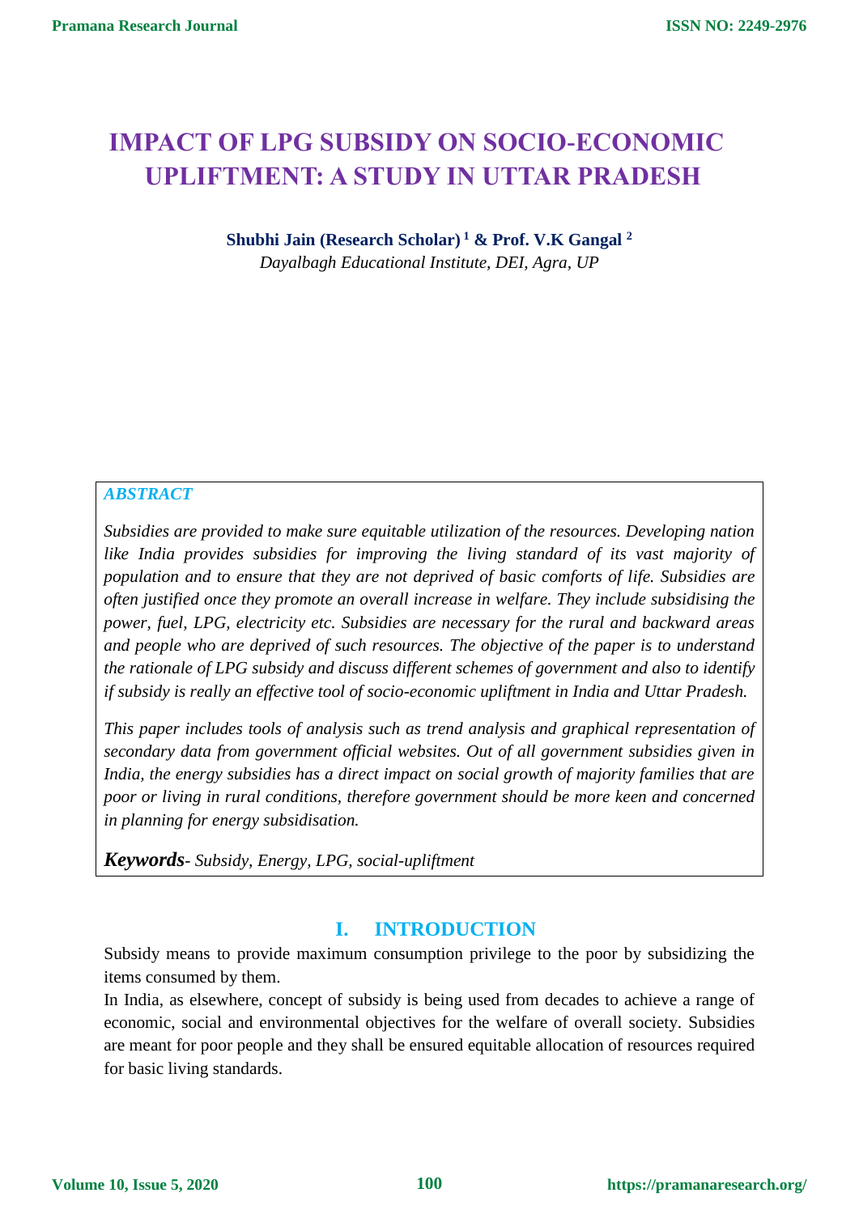# IMPACT OF LPG SUBSIDY ON SOCIO-ECONOMIC UPLIFTMENT: A STUDY IN UTTAR PRADESH

**Shubhi Jain (Research Scholar) [1] & Prof. V.K Gangal [2]**

*Dayalbagh Educational Institute, DEI, Agra, UP*

## *ABSTRACT*

*Subsidies are provided to make sure equitable utilization of the resources. Developing nation like India provides subsidies for improving the living standard of its vast majority of population and to ensure that they are not deprived of basic comforts of life. Subsidies are often justified once they promote an overall increase in welfare. They include subsidising the power, fuel, LPG, electricity etc. Subsidies are necessary for the rural and backward areas and people who are deprived of such resources. The objective of the paper is to understand the rationale of LPG subsidy and discuss different schemes of government and also to identify if subsidy is really an effective tool of socio-economic upliftment in India and Uttar Pradesh.*

*This paper includes tools of analysis such as trend analysis and graphical representation of secondary data from government official websites. Out of all government subsidies given in India, the energy subsidies has a direct impact on social growth of majority families that are poor or living in rural conditions, therefore government should be more keen and concerned in planning for energy subsidisation.*

***Keywords****- Subsidy, Energy, LPG, social-upliftment*

## I. INTRODUCTION

Subsidy means to provide maximum consumption privilege to the poor by subsidizing the items consumed by them.

In India, as elsewhere, concept of subsidy is being used from decades to achieve a range of economic, social and environmental objectives for the welfare of overall society. Subsidies are meant for poor people and they shall be ensured equitable allocation of resources required for basic living standards.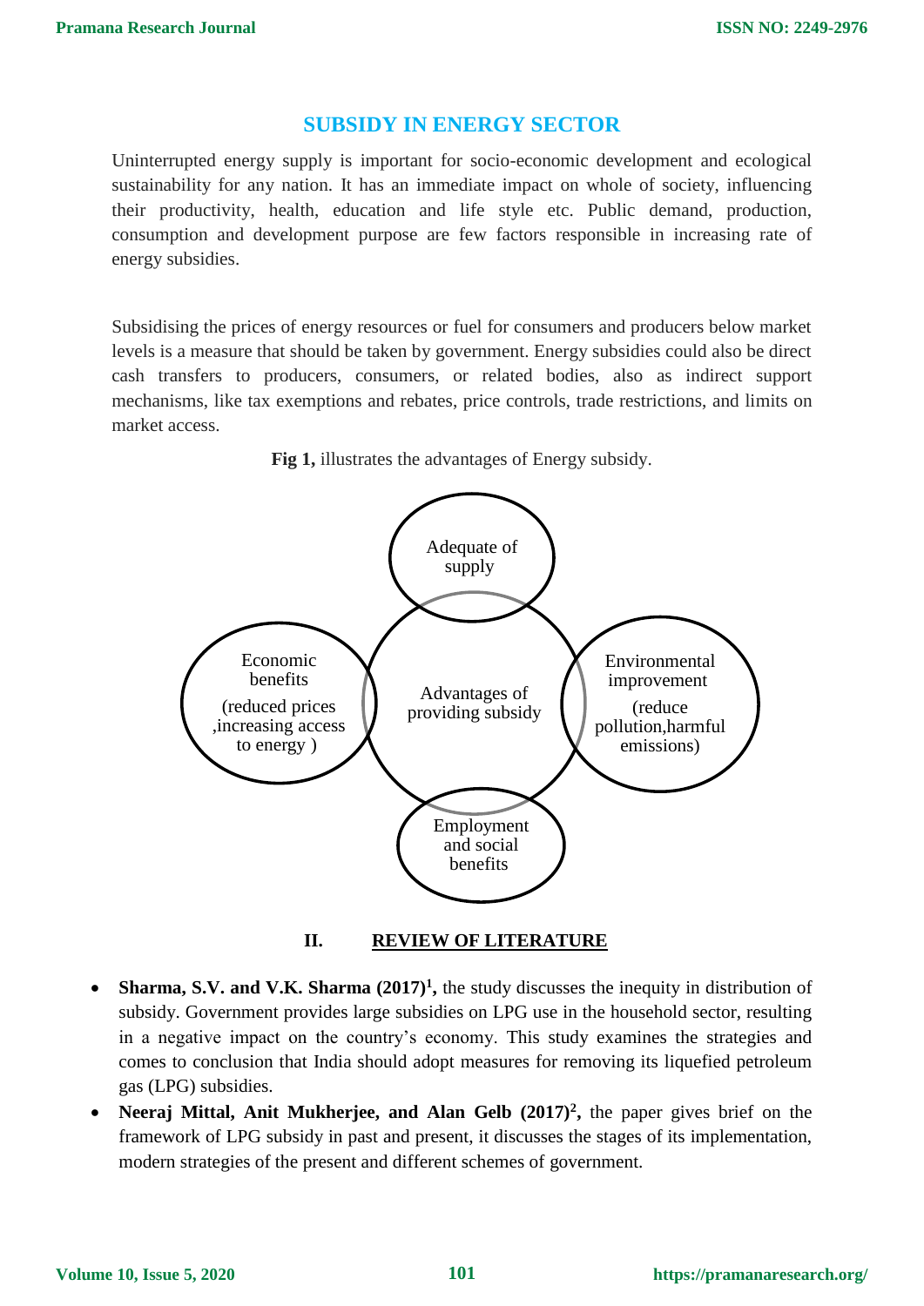## SUBSIDY IN ENERGY SECTOR

Uninterrupted energy supply is important for socio-economic development and ecological sustainability for any nation. It has an immediate impact on whole of society, influencing their productivity, health, education and life style etc. Public demand, production, consumption and development purpose are few factors responsible in increasing rate of energy subsidies.

Subsidising the prices of energy resources or fuel for consumers and producers below market levels is a measure that should be taken by government. Energy subsidies could also be direct cash transfers to producers, consumers, or related bodies, also as indirect support mechanisms, like tax exemptions and rebates, price controls, trade restrictions, and limits on market access.

**Fig 1,** illustrates the advantages of Energy subsidy.

Adequate of supply

Economic benefits (reduced prices ,increasing access to energy )

Advantages of providing subsidy

Environmental improvement (reduce pollution,harmful emissions)

Employment and social benefits

## II. REVIEW OF LITERATURE

- **Sharma, S.V. and V.K. Sharma (2017)[1],** the study discusses the inequity in distribution of subsidy. Government provides large subsidies on LPG use in the household sector, resulting in a negative impact on the country's economy. This study examines the strategies and comes to conclusion that India should adopt measures for removing its liquefied petroleum gas (LPG) subsidies.
- **Neeraj Mittal, Anit Mukherjee, and Alan Gelb (2017)[2],** the paper gives brief on the framework of LPG subsidy in past and present, it discusses the stages of its implementation, modern strategies of the present and different schemes of government.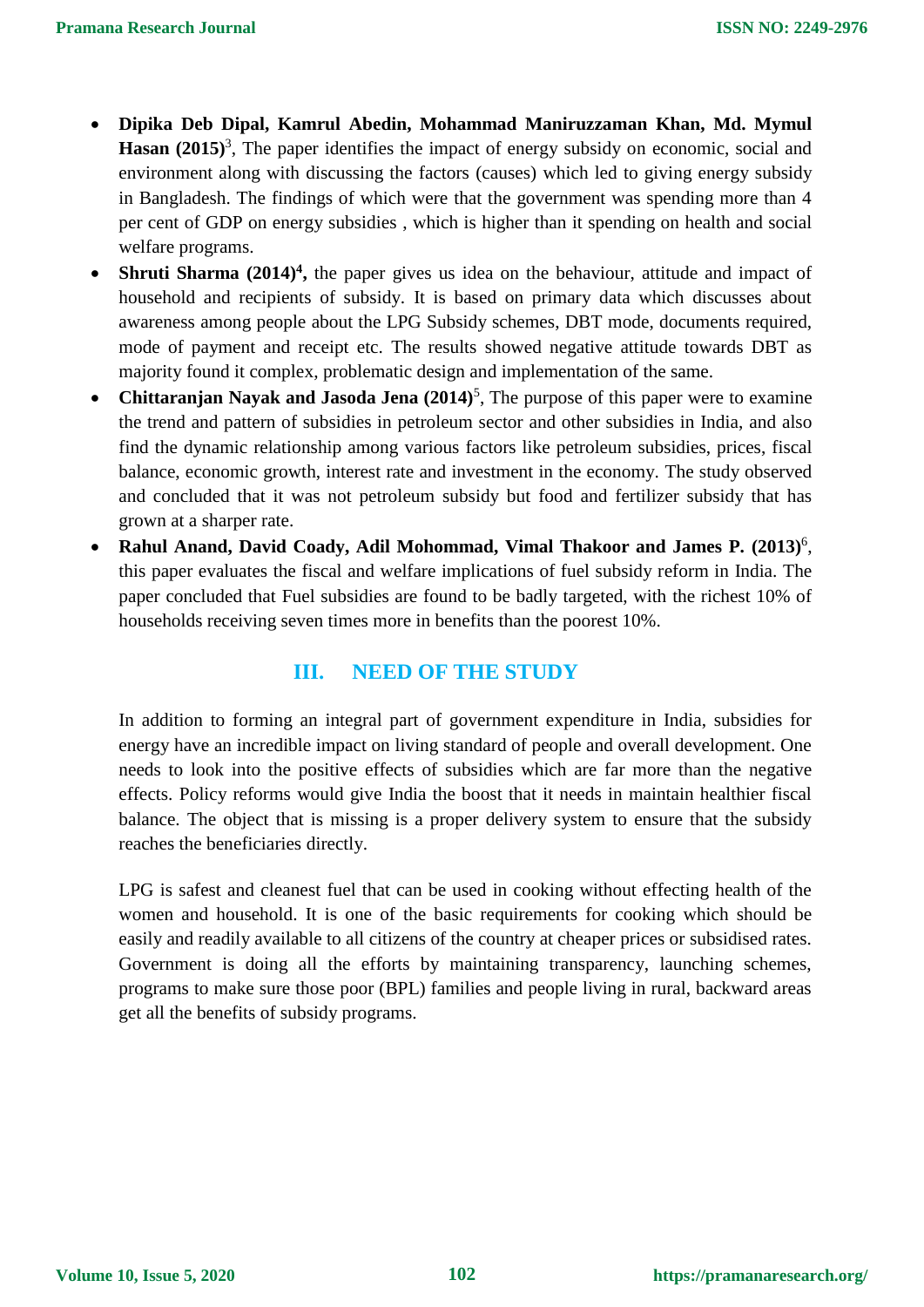- **Dipika Deb Dipal, Kamrul Abedin, Mohammad Maniruzzaman Khan, Md. Mymul Hasan (2015)**[3], The paper identifies the impact of energy subsidy on economic, social and environment along with discussing the factors (causes) which led to giving energy subsidy in Bangladesh. The findings of which were that the government was spending more than 4 per cent of GDP on energy subsidies , which is higher than it spending on health and social welfare programs.
- **Shruti Sharma (2014)[4],** the paper gives us idea on the behaviour, attitude and impact of household and recipients of subsidy. It is based on primary data which discusses about awareness among people about the LPG Subsidy schemes, DBT mode, documents required, mode of payment and receipt etc. The results showed negative attitude towards DBT as majority found it complex, problematic design and implementation of the same.
- **Chittaranjan Nayak and Jasoda Jena (2014)**[5], The purpose of this paper were to examine the trend and pattern of subsidies in petroleum sector and other subsidies in India, and also find the dynamic relationship among various factors like petroleum subsidies, prices, fiscal balance, economic growth, interest rate and investment in the economy. The study observed and concluded that it was not petroleum subsidy but food and fertilizer subsidy that has grown at a sharper rate.
- **Rahul Anand, David Coady, Adil Mohommad, Vimal Thakoor and James P. (2013)**[6], this paper evaluates the fiscal and welfare implications of fuel subsidy reform in India. The paper concluded that Fuel subsidies are found to be badly targeted, with the richest 10% of households receiving seven times more in benefits than the poorest 10%.

## III. NEED OF THE STUDY

In addition to forming an integral part of government expenditure in India, subsidies for energy have an incredible impact on living standard of people and overall development. One needs to look into the positive effects of subsidies which are far more than the negative effects. Policy reforms would give India the boost that it needs in maintain healthier fiscal balance. The object that is missing is a proper delivery system to ensure that the subsidy reaches the beneficiaries directly.

LPG is safest and cleanest fuel that can be used in cooking without effecting health of the women and household. It is one of the basic requirements for cooking which should be easily and readily available to all citizens of the country at cheaper prices or subsidised rates. Government is doing all the efforts by maintaining transparency, launching schemes, programs to make sure those poor (BPL) families and people living in rural, backward areas get all the benefits of subsidy programs.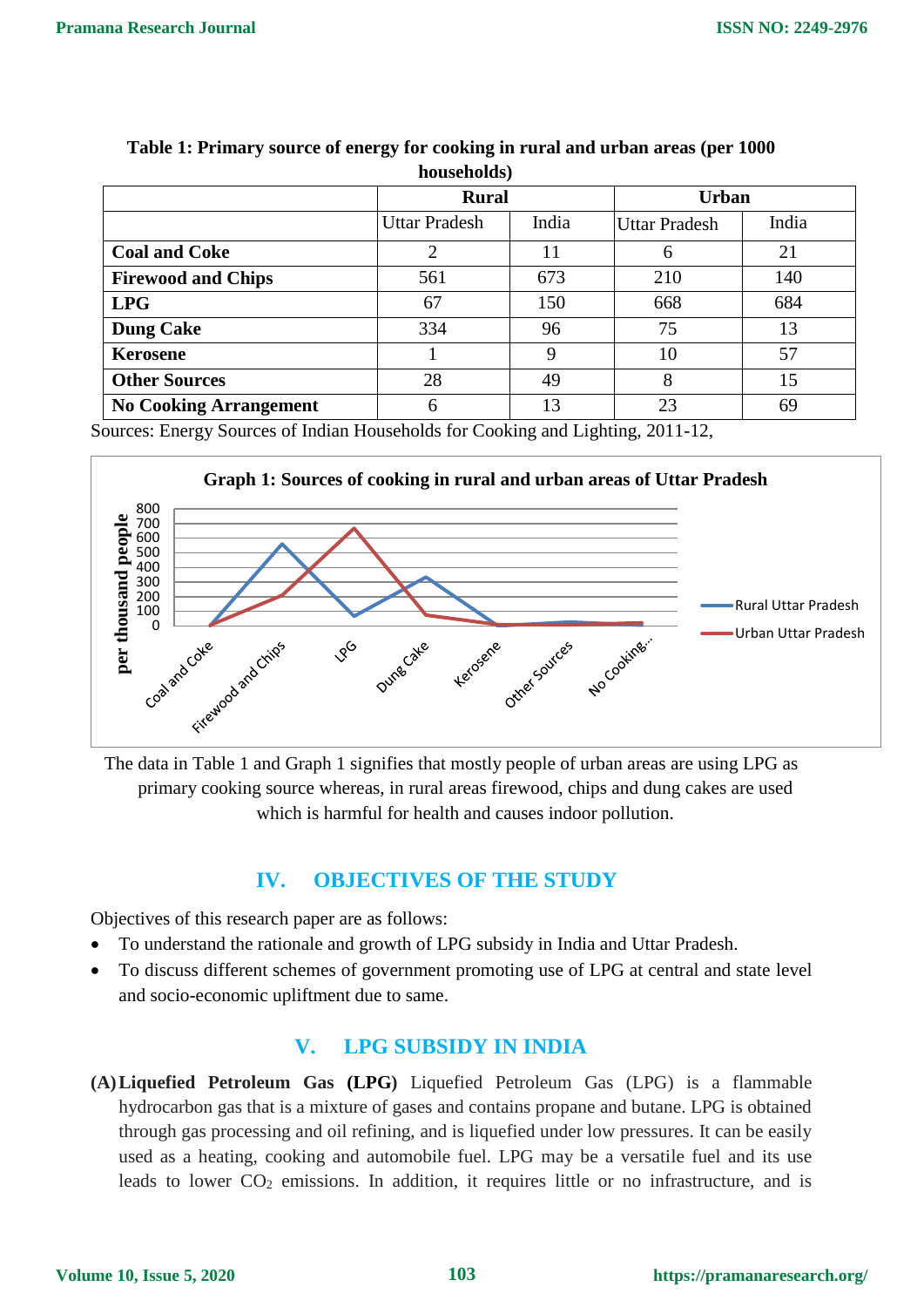**Table 1: Primary source of energy for cooking in rural and urban areas (per 1000 households)**

| | Rural | | Urban | |
|---|---|---|---|---|
| | Uttar Pradesh | India | Uttar Pradesh | India |
| **Coal and Coke** | 2 | 11 | 6 | 21 |
| **Firewood and Chips** | 561 | 673 | 210 | 140 |
| **LPG** | 67 | 150 | 668 | 684 |
| **Dung Cake** | 334 | 96 | 75 | 13 |
| **Kerosene** | 1 | 9 | 10 | 57 |
| **Other Sources** | 28 | 49 | 8 | 15 |
| **No Cooking Arrangement** | 6 | 13 | 23 | 69 |

Sources: Energy Sources of Indian Households for Cooking and Lighting, 2011-12,

**Graph 1: Sources of cooking in rural and urban areas of Uttar Pradesh**

The data in Table 1 and Graph 1 signifies that mostly people of urban areas are using LPG as primary cooking source whereas, in rural areas firewood, chips and dung cakes are used which is harmful for health and causes indoor pollution.

## IV. OBJECTIVES OF THE STUDY

Objectives of this research paper are as follows:

- To understand the rationale and growth of LPG subsidy in India and Uttar Pradesh.
- To discuss different schemes of government promoting use of LPG at central and state level and socio-economic upliftment due to same.

## V. LPG SUBSIDY IN INDIA

**(A) Liquefied Petroleum Gas (LPG)** Liquefied Petroleum Gas (LPG) is a flammable hydrocarbon gas that is a mixture of gases and contains propane and butane. LPG is obtained through gas processing and oil refining, and is liquefied under low pressures. It can be easily used as a heating, cooking and automobile fuel. LPG may be a versatile fuel and its use leads to lower $CO_2$ emissions. In addition, it requires little or no infrastructure, and is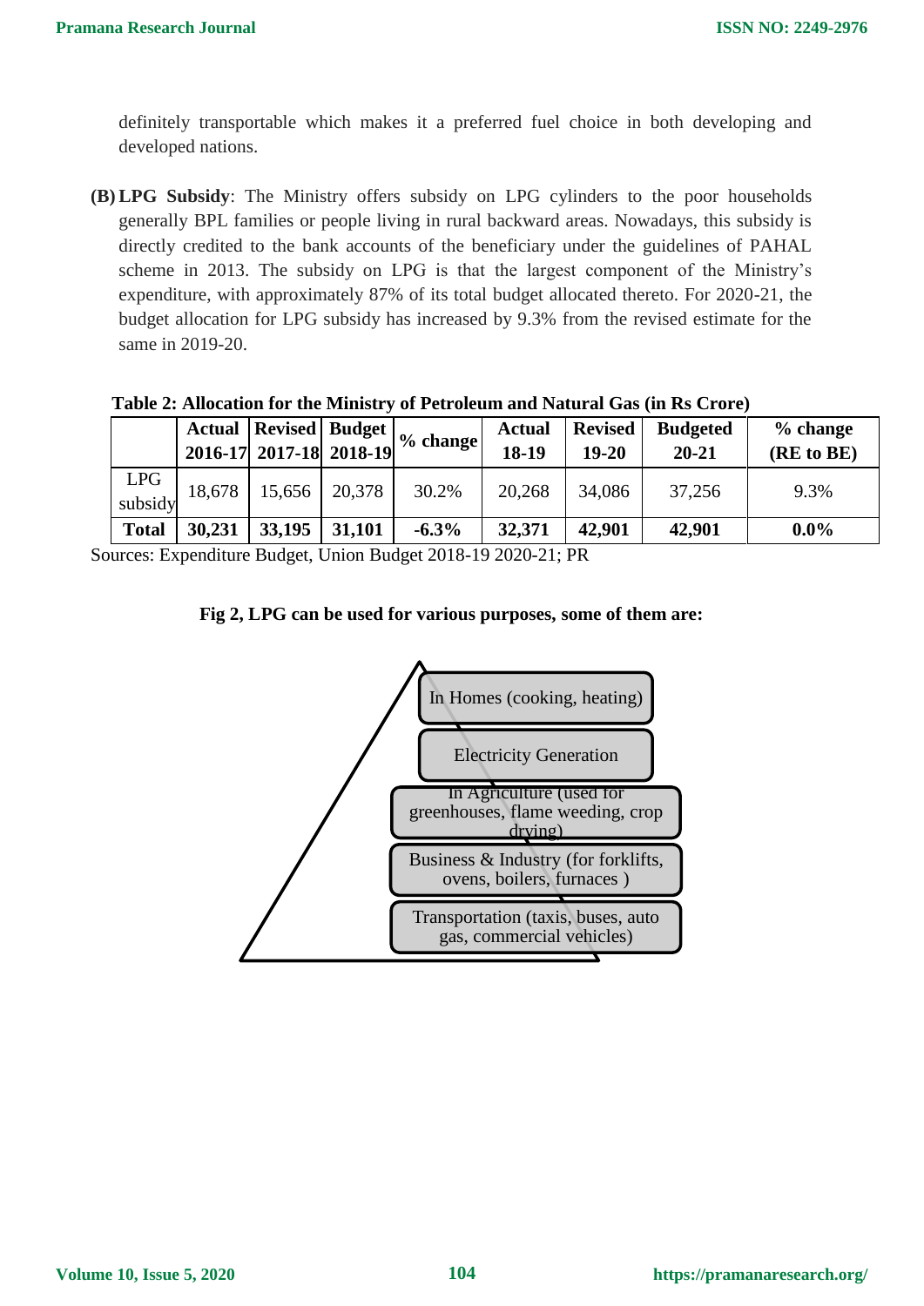definitely transportable which makes it a preferred fuel choice in both developing and developed nations.

**(B) LPG Subsidy**: The Ministry offers subsidy on LPG cylinders to the poor households generally BPL families or people living in rural backward areas. Nowadays, this subsidy is directly credited to the bank accounts of the beneficiary under the guidelines of PAHAL scheme in 2013. The subsidy on LPG is that the largest component of the Ministry's expenditure, with approximately 87% of its total budget allocated thereto. For 2020-21, the budget allocation for LPG subsidy has increased by 9.3% from the revised estimate for the same in 2019-20.

**Table 2: Allocation for the Ministry of Petroleum and Natural Gas (in Rs Crore)**

| | **Actual 2016-17** | **Revised 2017-18** | **Budget 2018-19** | **% change** | **Actual 18-19** | **Revised 19-20** | **Budgeted 20-21** | **% change (RE to BE)** |
|---|---|---|---|---|---|---|---|---|
| LPG subsidy | 18,678 | 15,656 | 20,378 | 30.2% | 20,268 | 34,086 | 37,256 | 9.3% |
| **Total** | **30,231** | **33,195** | **31,101** | **-6.3%** | **32,371** | **42,901** | **42,901** | **0.0%** |

Sources: Expenditure Budget, Union Budget 2018-19 2020-21; PR

**Fig 2, LPG can be used for various purposes, some of them are:**

- In Homes (cooking, heating)
- Electricity Generation
- In Agriculture (used for greenhouses, flame weeding, crop drying)
- Business & Industry (for forklifts, ovens, boilers, furnaces )
- Transportation (taxis, buses, auto gas, commercial vehicles)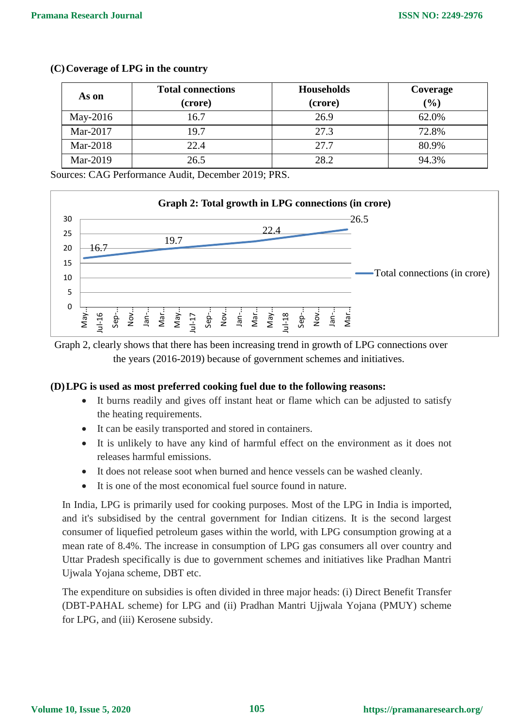## (C) Coverage of LPG in the country

| As on | Total connections (crore) | Households (crore) | Coverage (%) |
|---|---|---|---|
| May-2016 | 16.7 | 26.9 | 62.0% |
| Mar-2017 | 19.7 | 27.3 | 72.8% |
| Mar-2018 | 22.4 | 27.7 | 80.9% |
| Mar-2019 | 26.5 | 28.2 | 94.3% |

Sources: CAG Performance Audit, December 2019; PRS.

**Graph 2: Total growth in LPG connections (in crore)**

Graph 2, clearly shows that there has been increasing trend in growth of LPG connections over the years (2016-2019) because of government schemes and initiatives.

## (D) LPG is used as most preferred cooking fuel due to the following reasons:

- It burns readily and gives off instant heat or flame which can be adjusted to satisfy the heating requirements.
- It can be easily transported and stored in containers.
- It is unlikely to have any kind of harmful effect on the environment as it does not releases harmful emissions.
- It does not release soot when burned and hence vessels can be washed cleanly.
- It is one of the most economical fuel source found in nature.

In India, LPG is primarily used for cooking purposes. Most of the LPG in India is imported, and it's subsidised by the central government for Indian citizens. It is the second largest consumer of liquefied petroleum gases within the world, with LPG consumption growing at a mean rate of 8.4%. The increase in consumption of LPG gas consumers all over country and Uttar Pradesh specifically is due to government schemes and initiatives like Pradhan Mantri Ujwala Yojana scheme, DBT etc.

The expenditure on subsidies is often divided in three major heads: (i) Direct Benefit Transfer (DBT-PAHAL scheme) for LPG and (ii) Pradhan Mantri Ujjwala Yojana (PMUY) scheme for LPG, and (iii) Kerosene subsidy.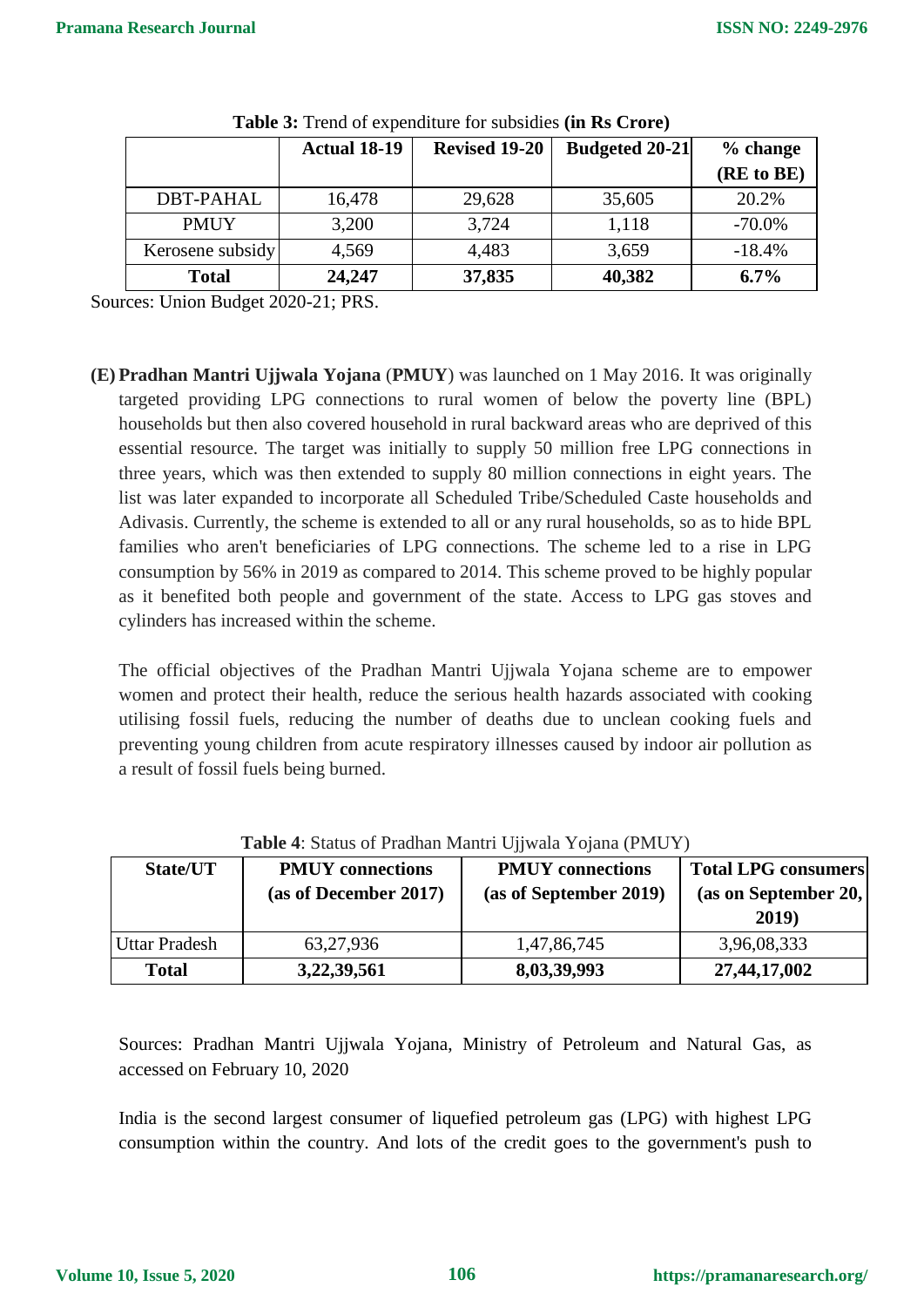**Table 3:** Trend of expenditure for subsidies **(in Rs Crore)**

| | Actual 18-19 | Revised 19-20 | Budgeted 20-21 | % change (RE to BE) |
|---|---|---|---|---|
| DBT-PAHAL | 16,478 | 29,628 | 35,605 | 20.2% |
| PMUY | 3,200 | 3,724 | 1,118 | -70.0% |
| Kerosene subsidy | 4,569 | 4,483 | 3,659 | -18.4% |
| **Total** | **24,247** | **37,835** | **40,382** | **6.7%** |

Sources: Union Budget 2020-21; PRS.

**(E)** **Pradhan Mantri Ujjwala Yojana** (**PMUY**) was launched on 1 May 2016. It was originally targeted providing LPG connections to rural women of below the poverty line (BPL) households but then also covered household in rural backward areas who are deprived of this essential resource. The target was initially to supply 50 million free LPG connections in three years, which was then extended to supply 80 million connections in eight years. The list was later expanded to incorporate all Scheduled Tribe/Scheduled Caste households and Adivasis. Currently, the scheme is extended to all or any rural households, so as to hide BPL families who aren't beneficiaries of LPG connections. The scheme led to a rise in LPG consumption by 56% in 2019 as compared to 2014. This scheme proved to be highly popular as it benefited both people and government of the state. Access to LPG gas stoves and cylinders has increased within the scheme.

The official objectives of the Pradhan Mantri Ujjwala Yojana scheme are to empower women and protect their health, reduce the serious health hazards associated with cooking utilising fossil fuels, reducing the number of deaths due to unclean cooking fuels and preventing young children from acute respiratory illnesses caused by indoor air pollution as a result of fossil fuels being burned.

**Table 4**: Status of Pradhan Mantri Ujjwala Yojana (PMUY)

| State/UT | PMUY connections (as of December 2017) | PMUY connections (as of September 2019) | Total LPG consumers (as on September 20, 2019) |
|---|---|---|---|
| Uttar Pradesh | 63,27,936 | 1,47,86,745 | 3,96,08,333 |
| **Total** | **3,22,39,561** | **8,03,39,993** | **27,44,17,002** |

Sources: Pradhan Mantri Ujjwala Yojana, Ministry of Petroleum and Natural Gas, as accessed on February 10, 2020

India is the second largest consumer of liquefied petroleum gas (LPG) with highest LPG consumption within the country. And lots of the credit goes to the government's push to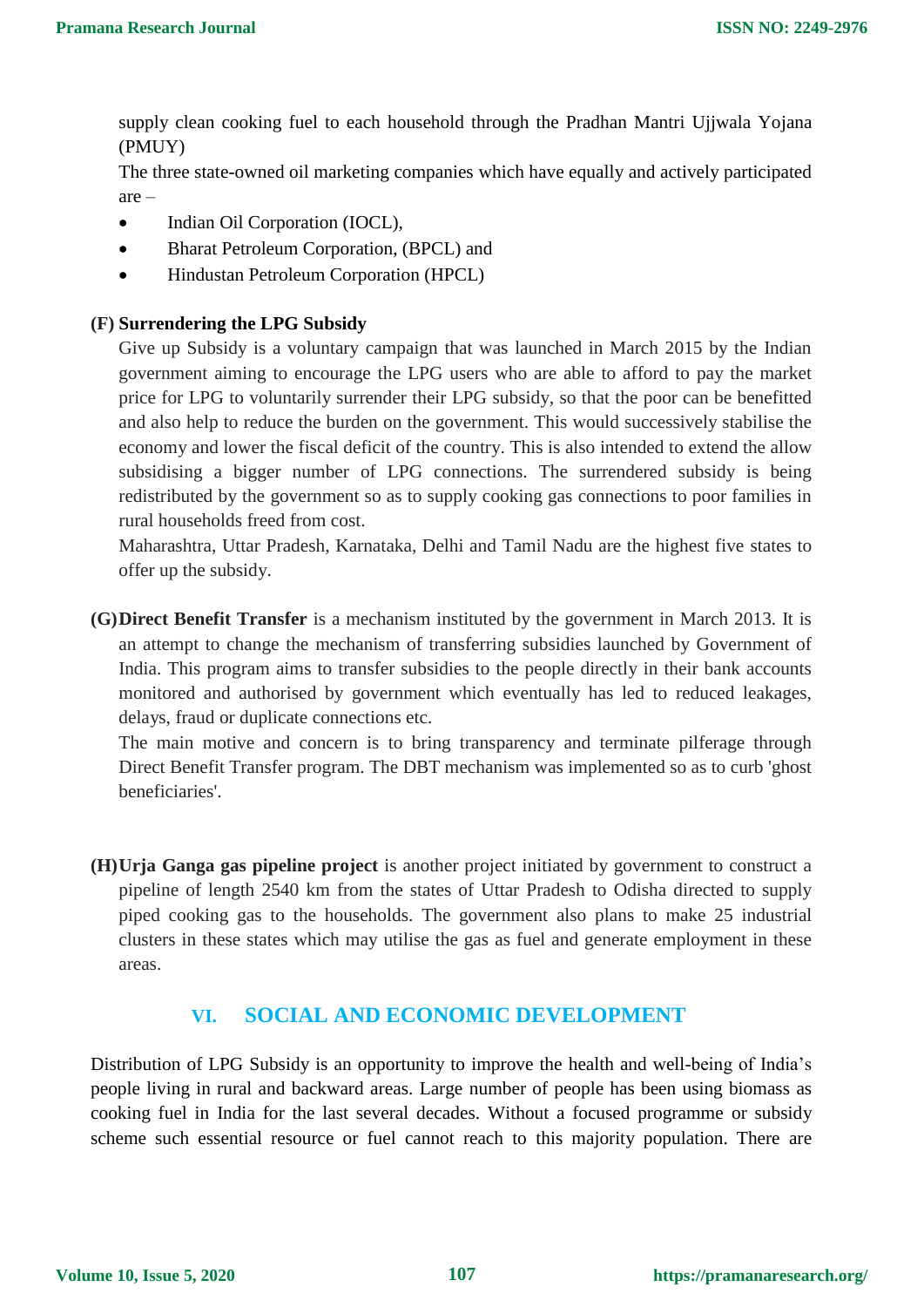supply clean cooking fuel to each household through the Pradhan Mantri Ujjwala Yojana (PMUY)

The three state-owned oil marketing companies which have equally and actively participated are –

- Indian Oil Corporation (IOCL),
- Bharat Petroleum Corporation, (BPCL) and
- Hindustan Petroleum Corporation (HPCL)

**(F) Surrendering the LPG Subsidy**

Give up Subsidy is a voluntary campaign that was launched in March 2015 by the Indian government aiming to encourage the LPG users who are able to afford to pay the market price for LPG to voluntarily surrender their LPG subsidy, so that the poor can be benefitted and also help to reduce the burden on the government. This would successively stabilise the economy and lower the fiscal deficit of the country. This is also intended to extend the allow subsidising a bigger number of LPG connections. The surrendered subsidy is being redistributed by the government so as to supply cooking gas connections to poor families in rural households freed from cost.

Maharashtra, Uttar Pradesh, Karnataka, Delhi and Tamil Nadu are the highest five states to offer up the subsidy.

**(G) Direct Benefit Transfer** is a mechanism instituted by the government in March 2013. It is an attempt to change the mechanism of transferring subsidies launched by Government of India. This program aims to transfer subsidies to the people directly in their bank accounts monitored and authorised by government which eventually has led to reduced leakages, delays, fraud or duplicate connections etc.

The main motive and concern is to bring transparency and terminate pilferage through Direct Benefit Transfer program. The DBT mechanism was implemented so as to curb 'ghost beneficiaries'.

**(H) Urja Ganga gas pipeline project** is another project initiated by government to construct a pipeline of length 2540 km from the states of Uttar Pradesh to Odisha directed to supply piped cooking gas to the households. The government also plans to make 25 industrial clusters in these states which may utilise the gas as fuel and generate employment in these areas.

## VI. SOCIAL AND ECONOMIC DEVELOPMENT

Distribution of LPG Subsidy is an opportunity to improve the health and well-being of India's people living in rural and backward areas. Large number of people has been using biomass as cooking fuel in India for the last several decades. Without a focused programme or subsidy scheme such essential resource or fuel cannot reach to this majority population. There are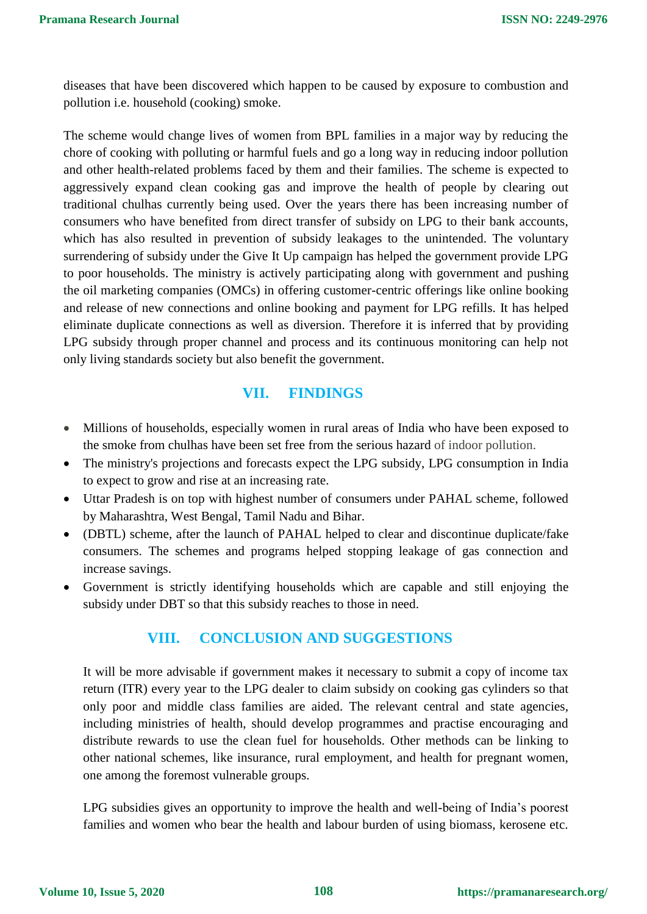diseases that have been discovered which happen to be caused by exposure to combustion and pollution i.e. household (cooking) smoke.

The scheme would change lives of women from BPL families in a major way by reducing the chore of cooking with polluting or harmful fuels and go a long way in reducing indoor pollution and other health-related problems faced by them and their families. The scheme is expected to aggressively expand clean cooking gas and improve the health of people by clearing out traditional chulhas currently being used. Over the years there has been increasing number of consumers who have benefited from direct transfer of subsidy on LPG to their bank accounts, which has also resulted in prevention of subsidy leakages to the unintended. The voluntary surrendering of subsidy under the Give It Up campaign has helped the government provide LPG to poor households. The ministry is actively participating along with government and pushing the oil marketing companies (OMCs) in offering customer-centric offerings like online booking and release of new connections and online booking and payment for LPG refills. It has helped eliminate duplicate connections as well as diversion. Therefore it is inferred that by providing LPG subsidy through proper channel and process and its continuous monitoring can help not only living standards society but also benefit the government.

## VII. FINDINGS

- Millions of households, especially women in rural areas of India who have been exposed to the smoke from chulhas have been set free from the serious hazard of indoor pollution.
- The ministry's projections and forecasts expect the LPG subsidy, LPG consumption in India to expect to grow and rise at an increasing rate.
- Uttar Pradesh is on top with highest number of consumers under PAHAL scheme, followed by Maharashtra, West Bengal, Tamil Nadu and Bihar.
- (DBTL) scheme, after the launch of PAHAL helped to clear and discontinue duplicate/fake consumers. The schemes and programs helped stopping leakage of gas connection and increase savings.
- Government is strictly identifying households which are capable and still enjoying the subsidy under DBT so that this subsidy reaches to those in need.

## VIII. CONCLUSION AND SUGGESTIONS

It will be more advisable if government makes it necessary to submit a copy of income tax return (ITR) every year to the LPG dealer to claim subsidy on cooking gas cylinders so that only poor and middle class families are aided. The relevant central and state agencies, including ministries of health, should develop programmes and practise encouraging and distribute rewards to use the clean fuel for households. Other methods can be linking to other national schemes, like insurance, rural employment, and health for pregnant women, one among the foremost vulnerable groups.

LPG subsidies gives an opportunity to improve the health and well-being of India's poorest families and women who bear the health and labour burden of using biomass, kerosene etc.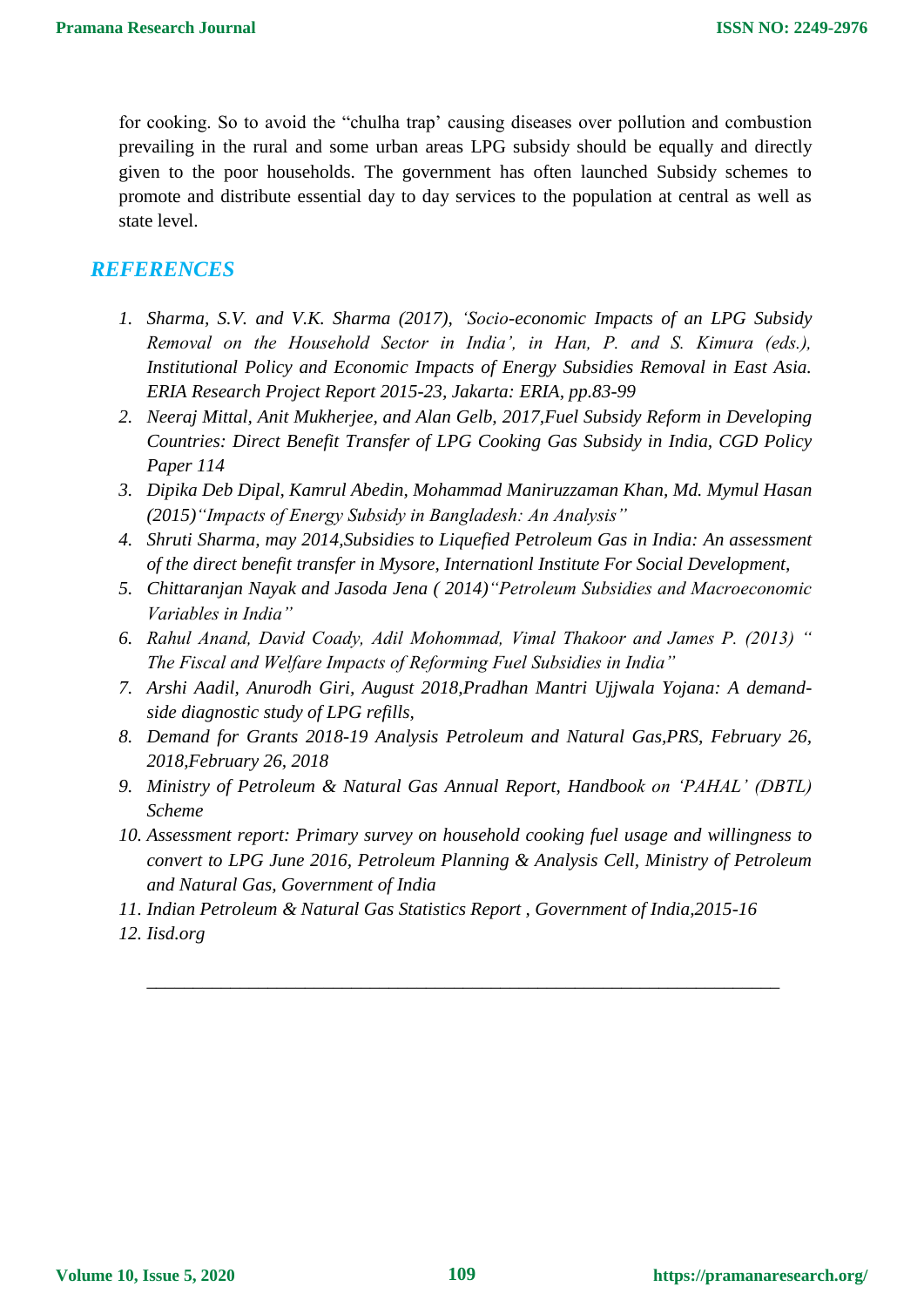for cooking. So to avoid the "chulha trap' causing diseases over pollution and combustion prevailing in the rural and some urban areas LPG subsidy should be equally and directly given to the poor households. The government has often launched Subsidy schemes to promote and distribute essential day to day services to the population at central as well as state level.

## REFERENCES

1. *Sharma, S.V. and V.K. Sharma (2017), 'Socio-economic Impacts of an LPG Subsidy Removal on the Household Sector in India', in Han, P. and S. Kimura (eds.), Institutional Policy and Economic Impacts of Energy Subsidies Removal in East Asia. ERIA Research Project Report 2015-23, Jakarta: ERIA, pp.83-99*
2. *Neeraj Mittal, Anit Mukherjee, and Alan Gelb, 2017,Fuel Subsidy Reform in Developing Countries: Direct Benefit Transfer of LPG Cooking Gas Subsidy in India, CGD Policy Paper 114*
3. *Dipika Deb Dipal, Kamrul Abedin, Mohammad Maniruzzaman Khan, Md. Mymul Hasan (2015)"Impacts of Energy Subsidy in Bangladesh: An Analysis"*
4. *Shruti Sharma, may 2014,Subsidies to Liquefied Petroleum Gas in India: An assessment of the direct benefit transfer in Mysore, Internationl Institute For Social Development,*
5. *Chittaranjan Nayak and Jasoda Jena ( 2014)"Petroleum Subsidies and Macroeconomic Variables in India"*
6. *Rahul Anand, David Coady, Adil Mohommad, Vimal Thakoor and James P. (2013) " The Fiscal and Welfare Impacts of Reforming Fuel Subsidies in India"*
7. *Arshi Aadil, Anurodh Giri, August 2018,Pradhan Mantri Ujjwala Yojana: A demand-side diagnostic study of LPG refills,*
8. *Demand for Grants 2018-19 Analysis Petroleum and Natural Gas,PRS, February 26, 2018,February 26, 2018*
9. *Ministry of Petroleum & Natural Gas Annual Report, Handbook on 'PAHAL' (DBTL) Scheme*
10. *Assessment report: Primary survey on household cooking fuel usage and willingness to convert to LPG June 2016, Petroleum Planning & Analysis Cell, Ministry of Petroleum and Natural Gas, Government of India*
11. *Indian Petroleum & Natural Gas Statistics Report , Government of India,2015-16*
12. *Iisd.org*